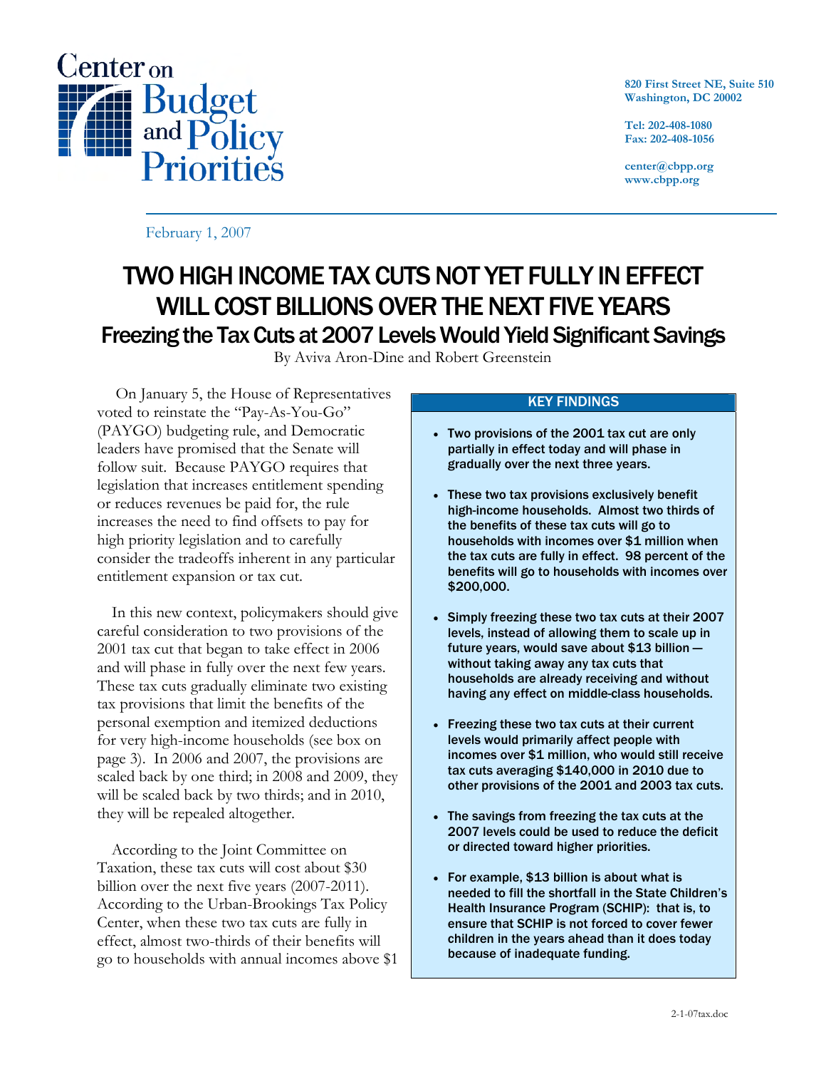Center on Budget and Policy Priorities

820 First Street NE, Suite 510
Washington, DC 20002

Tel: 202-408-1080
Fax: 202-408-1056

center@cbpp.org
www.cbpp.org

February 1, 2007

# TWO HIGH INCOME TAX CUTS NOT YET FULLY IN EFFECT WILL COST BILLIONS OVER THE NEXT FIVE YEARS

## Freezing the Tax Cuts at 2007 Levels Would Yield Significant Savings

By Aviva Aron-Dine and Robert Greenstein

On January 5, the House of Representatives voted to reinstate the "Pay-As-You-Go" (PAYGO) budgeting rule, and Democratic leaders have promised that the Senate will follow suit. Because PAYGO requires that legislation that increases entitlement spending or reduces revenues be paid for, the rule increases the need to find offsets to pay for high priority legislation and to carefully consider the tradeoffs inherent in any particular entitlement expansion or tax cut.

In this new context, policymakers should give careful consideration to two provisions of the 2001 tax cut that began to take effect in 2006 and will phase in fully over the next few years. These tax cuts gradually eliminate two existing tax provisions that limit the benefits of the personal exemption and itemized deductions for very high-income households (see box on page 3). In 2006 and 2007, the provisions are scaled back by one third; in 2008 and 2009, they will be scaled back by two thirds; and in 2010, they will be repealed altogether.

According to the Joint Committee on Taxation, these tax cuts will cost about $30 billion over the next five years (2007-2011). According to the Urban-Brookings Tax Policy Center, when these two tax cuts are fully in effect, almost two-thirds of their benefits will go to households with annual incomes above $1

**KEY FINDINGS**

- **Two provisions of the 2001 tax cut are only partially in effect today and will phase in gradually over the next three years.**
- **These two tax provisions exclusively benefit high-income households. Almost two thirds of the benefits of these tax cuts will go to households with incomes over $1 million when the tax cuts are fully in effect. 98 percent of the benefits will go to households with incomes over $200,000.**
- **Simply freezing these two tax cuts at their 2007 levels, instead of allowing them to scale up in future years, would save about $13 billion — without taking away any tax cuts that households are already receiving and without having any effect on middle-class households.**
- **Freezing these two tax cuts at their current levels would primarily affect people with incomes over $1 million, who would still receive tax cuts averaging $140,000 in 2010 due to other provisions of the 2001 and 2003 tax cuts.**
- **The savings from freezing the tax cuts at the 2007 levels could be used to reduce the deficit or directed toward higher priorities.**
- **For example, $13 billion is about what is needed to fill the shortfall in the State Children's Health Insurance Program (SCHIP): that is, to ensure that SCHIP is not forced to cover fewer children in the years ahead than it does today because of inadequate funding.**

2-1-07tax.doc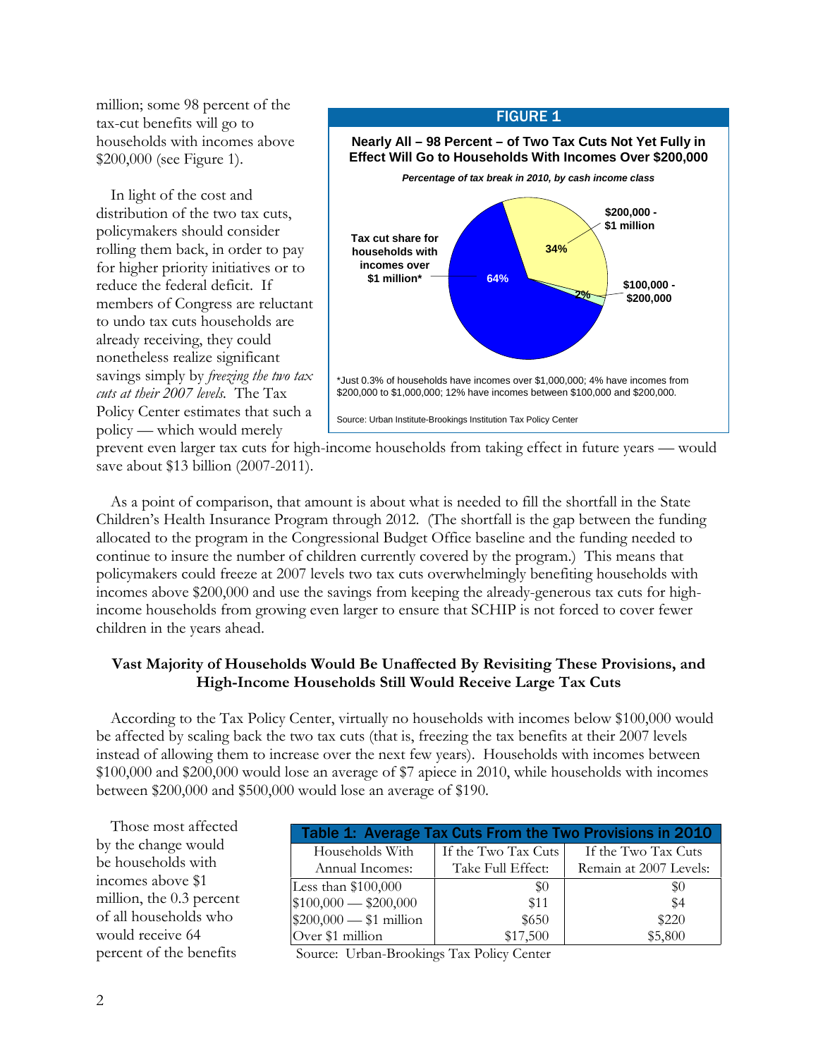million; some 98 percent of the tax-cut benefits will go to households with incomes above $200,000 (see Figure 1).

**FIGURE 1**

**Nearly All – 98 Percent – of Two Tax Cuts Not Yet Fully in Effect Will Go to Households With Incomes Over $200,000**

*Percentage of tax break in 2010, by cash income class*

- Tax cut share for households with incomes over $1 million*: 64%
- $200,000 - $1 million: 34%
- $100,000 - $200,000: 2%

*Just 0.3% of households have incomes over $1,000,000; 4% have incomes from $200,000 to $1,000,000; 12% have incomes between $100,000 and $200,000.

Source: Urban Institute-Brookings Institution Tax Policy Center

In light of the cost and distribution of the two tax cuts, policymakers should consider rolling them back, in order to pay for higher priority initiatives or to reduce the federal deficit. If members of Congress are reluctant to undo tax cuts households are already receiving, they could nonetheless realize significant savings simply by *freezing the two tax cuts at their 2007 levels.* The Tax Policy Center estimates that such a policy — which would merely prevent even larger tax cuts for high-income households from taking effect in future years — would save about $13 billion (2007-2011).

As a point of comparison, that amount is about what is needed to fill the shortfall in the State Children's Health Insurance Program through 2012. (The shortfall is the gap between the funding allocated to the program in the Congressional Budget Office baseline and the funding needed to continue to insure the number of children currently covered by the program.) This means that policymakers could freeze at 2007 levels two tax cuts overwhelmingly benefiting households with incomes above $200,000 and use the savings from keeping the already-generous tax cuts for high-income households from growing even larger to ensure that SCHIP is not forced to cover fewer children in the years ahead.

## Vast Majority of Households Would Be Unaffected By Revisiting These Provisions, and High-Income Households Still Would Receive Large Tax Cuts

According to the Tax Policy Center, virtually no households with incomes below $100,000 would be affected by scaling back the two tax cuts (that is, freezing the tax benefits at their 2007 levels instead of allowing them to increase over the next few years). Households with incomes between $100,000 and $200,000 would lose an average of $7 apiece in 2010, while households with incomes between $200,000 and $500,000 would lose an average of $190.

Those most affected by the change would be households with incomes above $1 million, the 0.3 percent of all households who would receive 64 percent of the benefits

**Table 1: Average Tax Cuts From the Two Provisions in 2010**

| Households With Annual Incomes: | If the Two Tax Cuts Take Full Effect: | If the Two Tax Cuts Remain at 2007 Levels: |
|---|---|---|
| Less than $100,000 | $0 | $0 |
| $100,000 — $200,000 | $11 | $4 |
| $200,000 — $1 million | $650 | $220 |
| Over $1 million | $17,500 | $5,800 |

Source: Urban-Brookings Tax Policy Center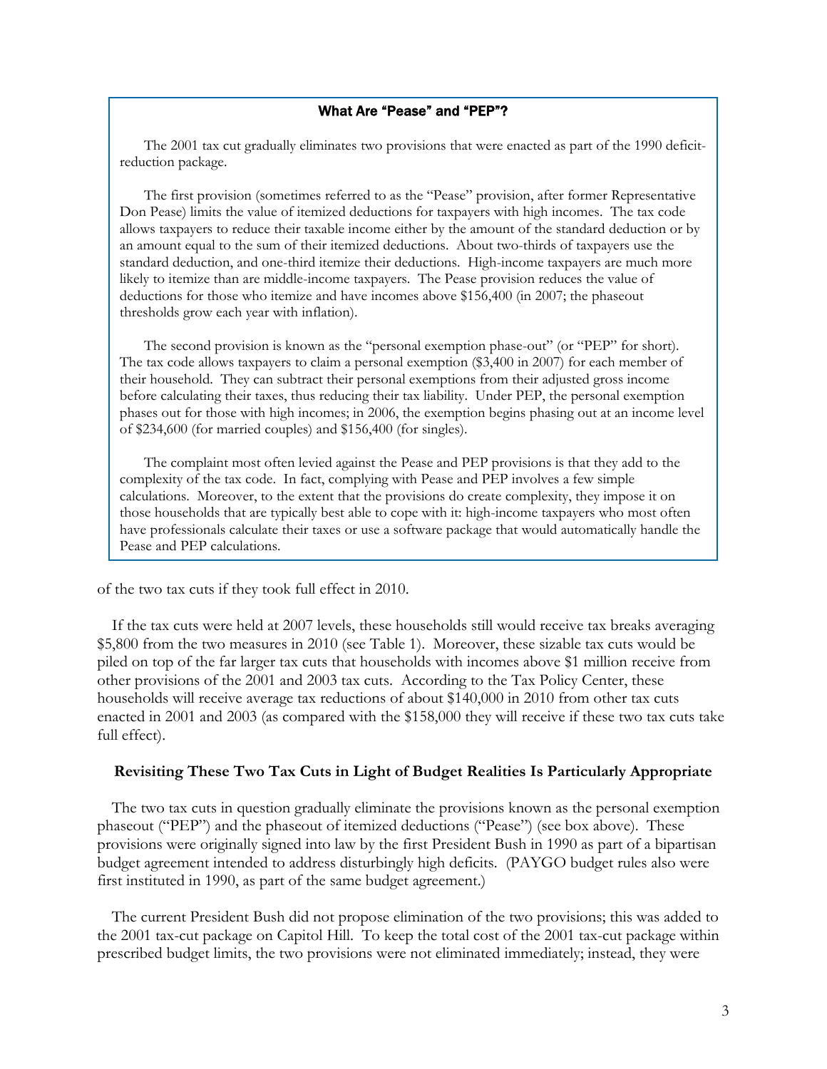**What Are "Pease" and "PEP"?**

The 2001 tax cut gradually eliminates two provisions that were enacted as part of the 1990 deficit-reduction package.

The first provision (sometimes referred to as the "Pease" provision, after former Representative Don Pease) limits the value of itemized deductions for taxpayers with high incomes. The tax code allows taxpayers to reduce their taxable income either by the amount of the standard deduction or by an amount equal to the sum of their itemized deductions. About two-thirds of taxpayers use the standard deduction, and one-third itemize their deductions. High-income taxpayers are much more likely to itemize than are middle-income taxpayers. The Pease provision reduces the value of deductions for those who itemize and have incomes above $156,400 (in 2007; the phaseout thresholds grow each year with inflation).

The second provision is known as the "personal exemption phase-out" (or "PEP" for short). The tax code allows taxpayers to claim a personal exemption ($3,400 in 2007) for each member of their household. They can subtract their personal exemptions from their adjusted gross income before calculating their taxes, thus reducing their tax liability. Under PEP, the personal exemption phases out for those with high incomes; in 2006, the exemption begins phasing out at an income level of $234,600 (for married couples) and $156,400 (for singles).

The complaint most often levied against the Pease and PEP provisions is that they add to the complexity of the tax code. In fact, complying with Pease and PEP involves a few simple calculations. Moreover, to the extent that the provisions do create complexity, they impose it on those households that are typically best able to cope with it: high-income taxpayers who most often have professionals calculate their taxes or use a software package that would automatically handle the Pease and PEP calculations.

of the two tax cuts if they took full effect in 2010.

If the tax cuts were held at 2007 levels, these households still would receive tax breaks averaging $5,800 from the two measures in 2010 (see Table 1). Moreover, these sizable tax cuts would be piled on top of the far larger tax cuts that households with incomes above $1 million receive from other provisions of the 2001 and 2003 tax cuts. According to the Tax Policy Center, these households will receive average tax reductions of about $140,000 in 2010 from other tax cuts enacted in 2001 and 2003 (as compared with the $158,000 they will receive if these two tax cuts take full effect).

### Revisiting These Two Tax Cuts in Light of Budget Realities Is Particularly Appropriate

The two tax cuts in question gradually eliminate the provisions known as the personal exemption phaseout ("PEP") and the phaseout of itemized deductions ("Pease") (see box above). These provisions were originally signed into law by the first President Bush in 1990 as part of a bipartisan budget agreement intended to address disturbingly high deficits. (PAYGO budget rules also were first instituted in 1990, as part of the same budget agreement.)

The current President Bush did not propose elimination of the two provisions; this was added to the 2001 tax-cut package on Capitol Hill. To keep the total cost of the 2001 tax-cut package within prescribed budget limits, the two provisions were not eliminated immediately; instead, they were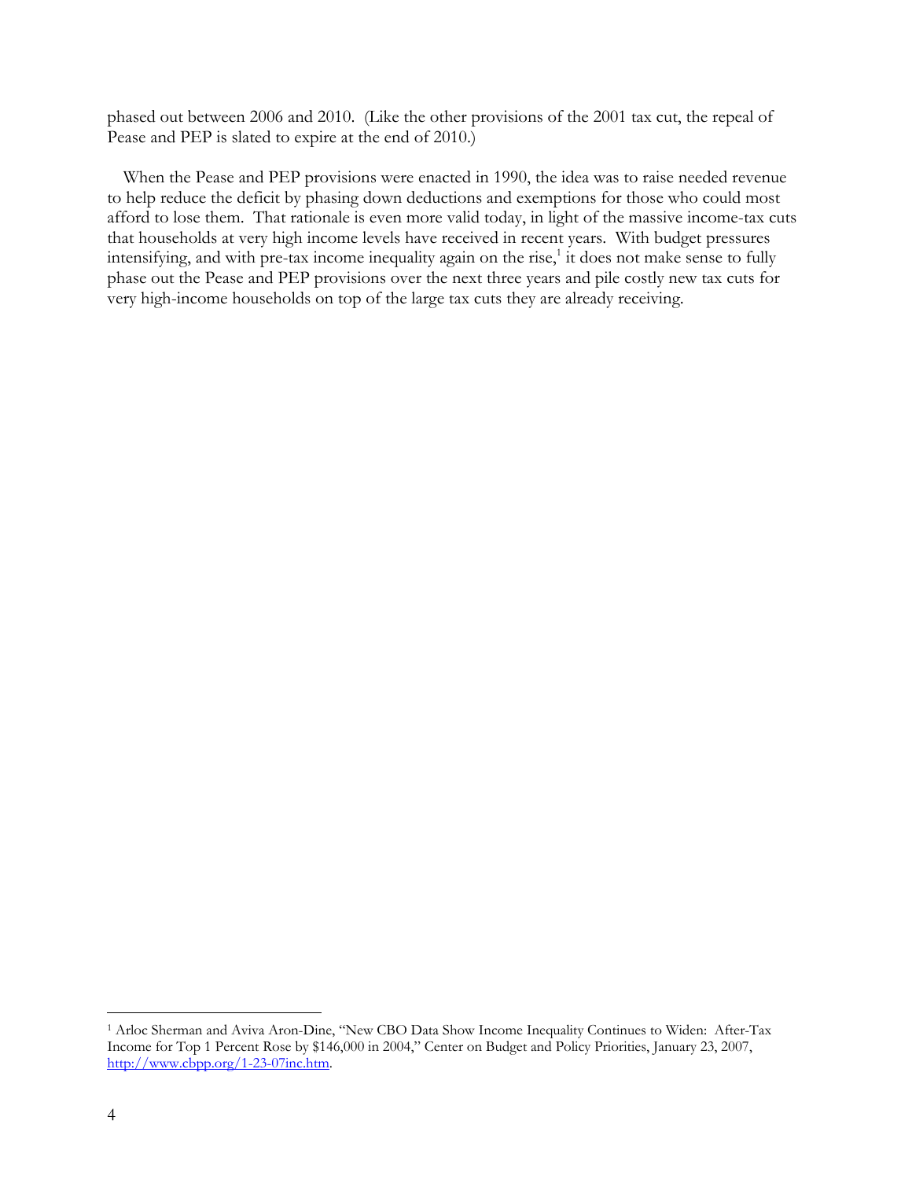phased out between 2006 and 2010. (Like the other provisions of the 2001 tax cut, the repeal of Pease and PEP is slated to expire at the end of 2010.)

When the Pease and PEP provisions were enacted in 1990, the idea was to raise needed revenue to help reduce the deficit by phasing down deductions and exemptions for those who could most afford to lose them. That rationale is even more valid today, in light of the massive income-tax cuts that households at very high income levels have received in recent years. With budget pressures intensifying, and with pre-tax income inequality again on the rise,[1] it does not make sense to fully phase out the Pease and PEP provisions over the next three years and pile costly new tax cuts for very high-income households on top of the large tax cuts they are already receiving.

---

[1] Arloc Sherman and Aviva Aron-Dine, "New CBO Data Show Income Inequality Continues to Widen: After-Tax Income for Top 1 Percent Rose by $146,000 in 2004," Center on Budget and Policy Priorities, January 23, 2007, http://www.cbpp.org/1-23-07inc.htm.